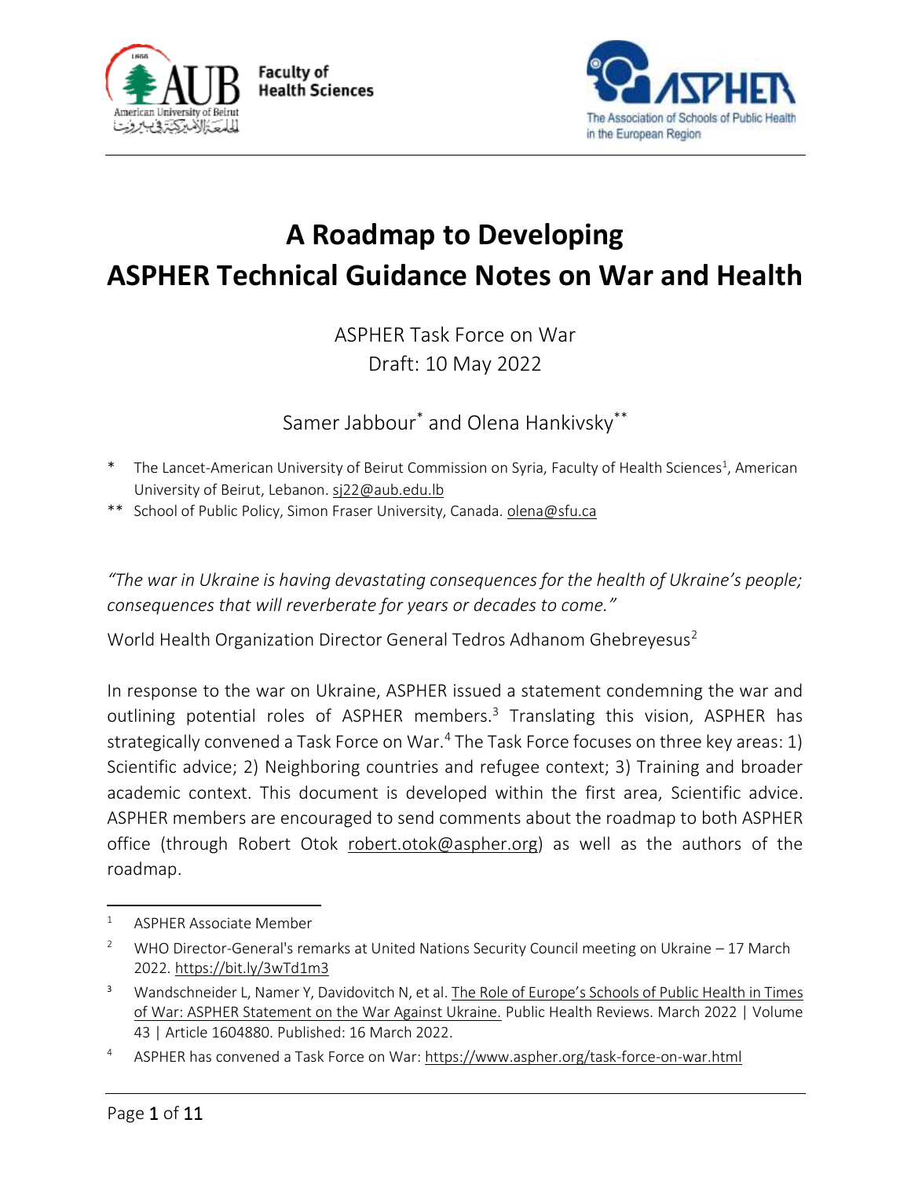Faculty of Health Sciences

# A Roadmap to Developing ASPHER Technical Guidance Notes on War and Health

ASPHER Task Force on War
Draft: 10 May 2022

Samer Jabbour* and Olena Hankivsky**

\* The Lancet-American University of Beirut Commission on Syria, Faculty of Health Sciences[1], American University of Beirut, Lebanon. sj22@aub.edu.lb

\** School of Public Policy, Simon Fraser University, Canada. olena@sfu.ca

*"The war in Ukraine is having devastating consequences for the health of Ukraine's people; consequences that will reverberate for years or decades to come."*

World Health Organization Director General Tedros Adhanom Ghebreyesus[2]

In response to the war on Ukraine, ASPHER issued a statement condemning the war and outlining potential roles of ASPHER members.[3] Translating this vision, ASPHER has strategically convened a Task Force on War.[4] The Task Force focuses on three key areas: 1) Scientific advice; 2) Neighboring countries and refugee context; 3) Training and broader academic context. This document is developed within the first area, Scientific advice. ASPHER members are encouraged to send comments about the roadmap to both ASPHER office (through Robert Otok robert.otok@aspher.org) as well as the authors of the roadmap.

---

1. ASPHER Associate Member
2. WHO Director-General's remarks at United Nations Security Council meeting on Ukraine – 17 March 2022. https://bit.ly/3wTd1m3
3. Wandschneider L, Namer Y, Davidovitch N, et al. The Role of Europe's Schools of Public Health in Times of War: ASPHER Statement on the War Against Ukraine. Public Health Reviews. March 2022 | Volume 43 | Article 1604880. Published: 16 March 2022.
4. ASPHER has convened a Task Force on War: https://www.aspher.org/task-force-on-war.html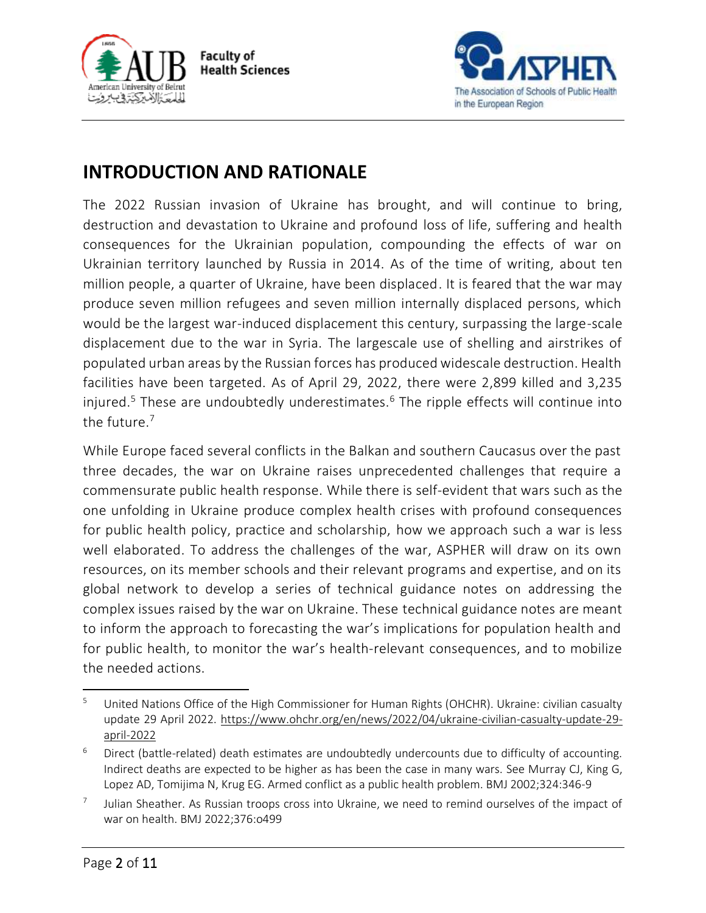## INTRODUCTION AND RATIONALE

The 2022 Russian invasion of Ukraine has brought, and will continue to bring, destruction and devastation to Ukraine and profound loss of life, suffering and health consequences for the Ukrainian population, compounding the effects of war on Ukrainian territory launched by Russia in 2014. As of the time of writing, about ten million people, a quarter of Ukraine, have been displaced. It is feared that the war may produce seven million refugees and seven million internally displaced persons, which would be the largest war-induced displacement this century, surpassing the large-scale displacement due to the war in Syria. The largescale use of shelling and airstrikes of populated urban areas by the Russian forces has produced widescale destruction. Health facilities have been targeted. As of April 29, 2022, there were 2,899 killed and 3,235 injured.[5] These are undoubtedly underestimates.[6] The ripple effects will continue into the future.[7]

While Europe faced several conflicts in the Balkan and southern Caucasus over the past three decades, the war on Ukraine raises unprecedented challenges that require a commensurate public health response. While there is self-evident that wars such as the one unfolding in Ukraine produce complex health crises with profound consequences for public health policy, practice and scholarship, how we approach such a war is less well elaborated. To address the challenges of the war, ASPHER will draw on its own resources, on its member schools and their relevant programs and expertise, and on its global network to develop a series of technical guidance notes on addressing the complex issues raised by the war on Ukraine. These technical guidance notes are meant to inform the approach to forecasting the war's implications for population health and for public health, to monitor the war's health-relevant consequences, and to mobilize the needed actions.

---

[5] United Nations Office of the High Commissioner for Human Rights (OHCHR). Ukraine: civilian casualty update 29 April 2022. https://www.ohchr.org/en/news/2022/04/ukraine-civilian-casualty-update-29-april-2022

[6] Direct (battle-related) death estimates are undoubtedly undercounts due to difficulty of accounting. Indirect deaths are expected to be higher as has been the case in many wars. See Murray CJ, King G, Lopez AD, Tomijima N, Krug EG. Armed conflict as a public health problem. BMJ 2002;324:346-9

[7] Julian Sheather. As Russian troops cross into Ukraine, we need to remind ourselves of the impact of war on health. BMJ 2022;376:o499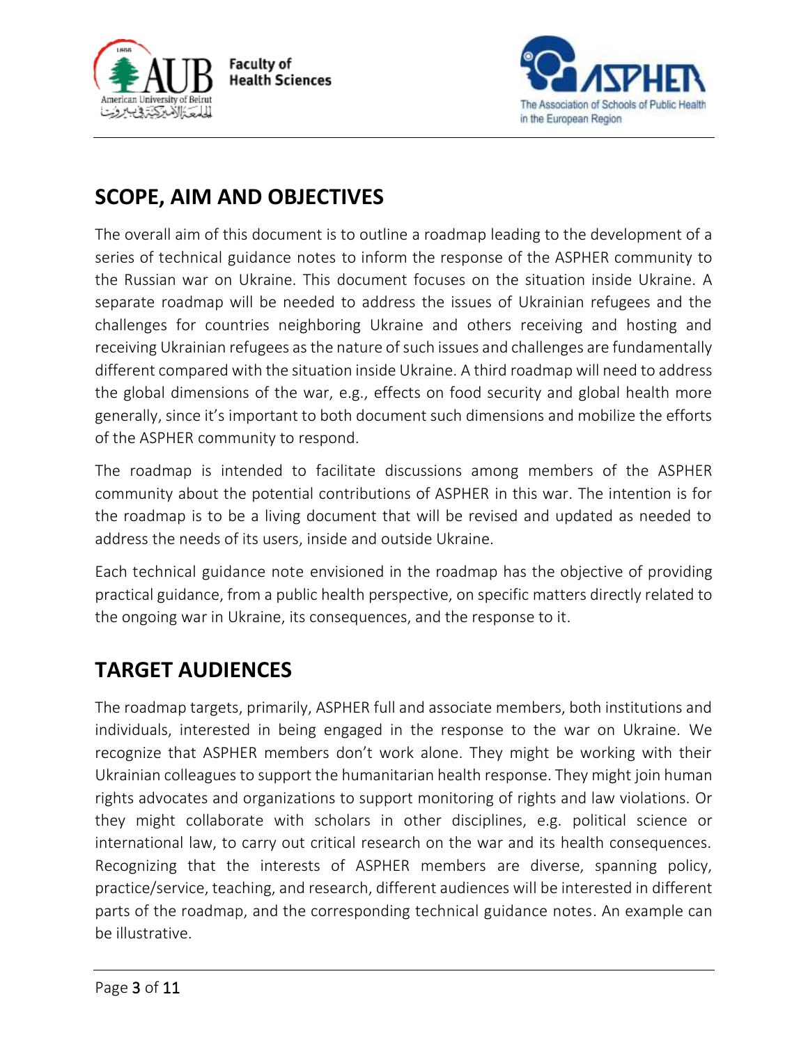## SCOPE, AIM AND OBJECTIVES

The overall aim of this document is to outline a roadmap leading to the development of a series of technical guidance notes to inform the response of the ASPHER community to the Russian war on Ukraine. This document focuses on the situation inside Ukraine. A separate roadmap will be needed to address the issues of Ukrainian refugees and the challenges for countries neighboring Ukraine and others receiving and hosting and receiving Ukrainian refugees as the nature of such issues and challenges are fundamentally different compared with the situation inside Ukraine. A third roadmap will need to address the global dimensions of the war, e.g., effects on food security and global health more generally, since it's important to both document such dimensions and mobilize the efforts of the ASPHER community to respond.

The roadmap is intended to facilitate discussions among members of the ASPHER community about the potential contributions of ASPHER in this war. The intention is for the roadmap is to be a living document that will be revised and updated as needed to address the needs of its users, inside and outside Ukraine.

Each technical guidance note envisioned in the roadmap has the objective of providing practical guidance, from a public health perspective, on specific matters directly related to the ongoing war in Ukraine, its consequences, and the response to it.

## TARGET AUDIENCES

The roadmap targets, primarily, ASPHER full and associate members, both institutions and individuals, interested in being engaged in the response to the war on Ukraine. We recognize that ASPHER members don't work alone. They might be working with their Ukrainian colleagues to support the humanitarian health response. They might join human rights advocates and organizations to support monitoring of rights and law violations. Or they might collaborate with scholars in other disciplines, e.g. political science or international law, to carry out critical research on the war and its health consequences. Recognizing that the interests of ASPHER members are diverse, spanning policy, practice/service, teaching, and research, different audiences will be interested in different parts of the roadmap, and the corresponding technical guidance notes. An example can be illustrative.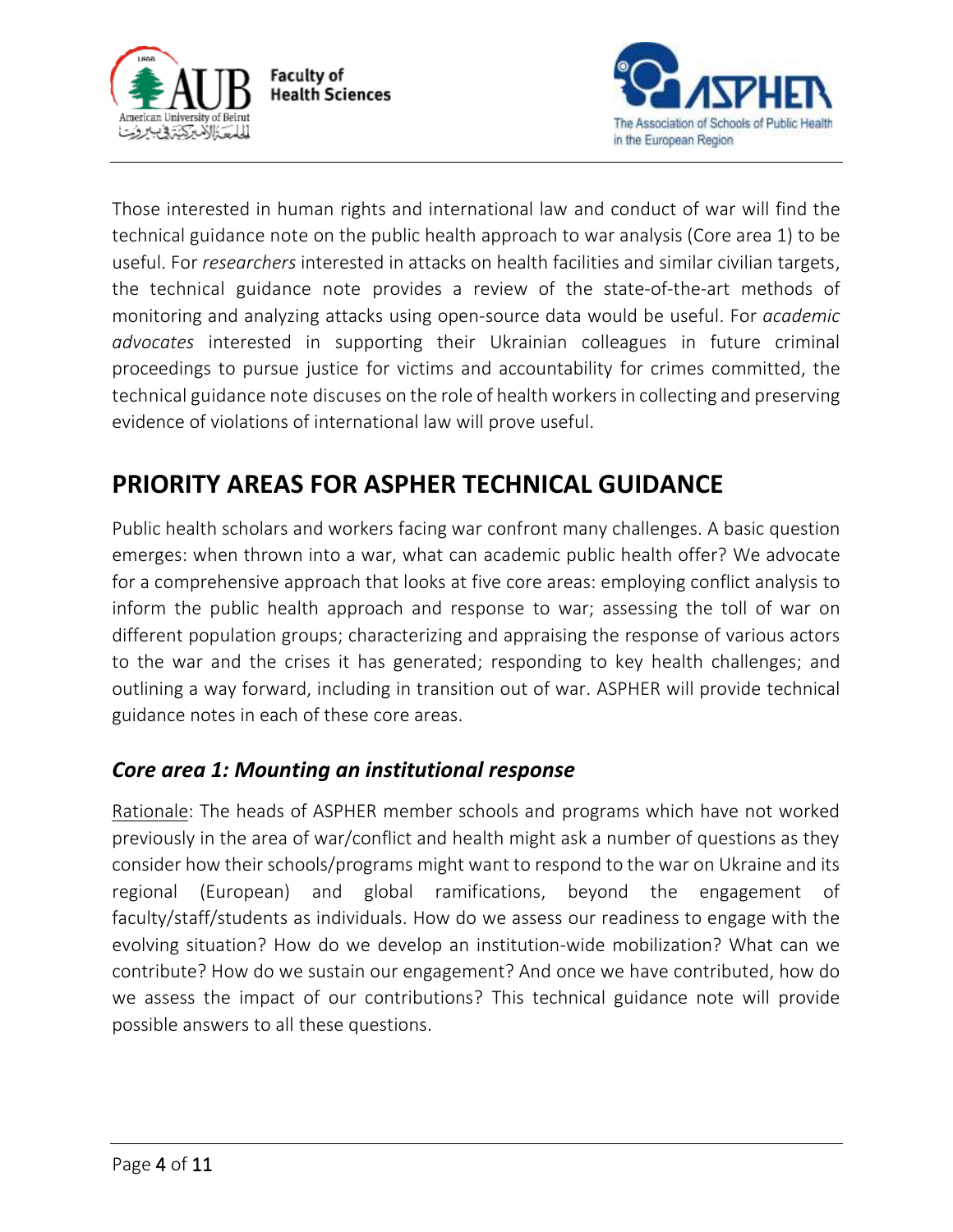Those interested in human rights and international law and conduct of war will find the technical guidance note on the public health approach to war analysis (Core area 1) to be useful. For *researchers* interested in attacks on health facilities and similar civilian targets, the technical guidance note provides a review of the state-of-the-art methods of monitoring and analyzing attacks using open-source data would be useful. For *academic advocates* interested in supporting their Ukrainian colleagues in future criminal proceedings to pursue justice for victims and accountability for crimes committed, the technical guidance note discuses on the role of health workers in collecting and preserving evidence of violations of international law will prove useful.

## PRIORITY AREAS FOR ASPHER TECHNICAL GUIDANCE

Public health scholars and workers facing war confront many challenges. A basic question emerges: when thrown into a war, what can academic public health offer? We advocate for a comprehensive approach that looks at five core areas: employing conflict analysis to inform the public health approach and response to war; assessing the toll of war on different population groups; characterizing and appraising the response of various actors to the war and the crises it has generated; responding to key health challenges; and outlining a way forward, including in transition out of war. ASPHER will provide technical guidance notes in each of these core areas.

### *Core area 1: Mounting an institutional response*

Rationale: The heads of ASPHER member schools and programs which have not worked previously in the area of war/conflict and health might ask a number of questions as they consider how their schools/programs might want to respond to the war on Ukraine and its regional (European) and global ramifications, beyond the engagement of faculty/staff/students as individuals. How do we assess our readiness to engage with the evolving situation? How do we develop an institution-wide mobilization? What can we contribute? How do we sustain our engagement? And once we have contributed, how do we assess the impact of our contributions? This technical guidance note will provide possible answers to all these questions.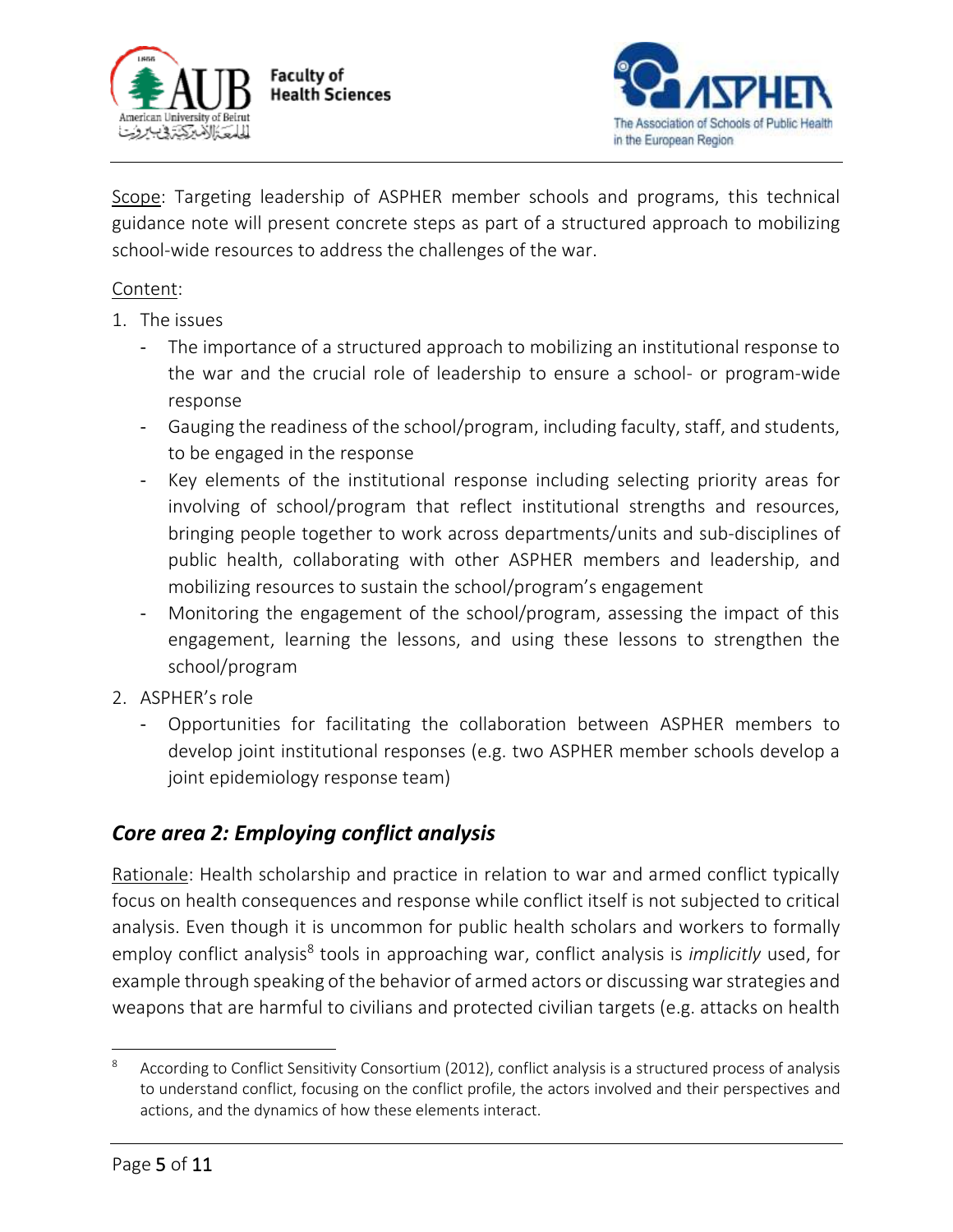Scope: Targeting leadership of ASPHER member schools and programs, this technical guidance note will present concrete steps as part of a structured approach to mobilizing school-wide resources to address the challenges of the war.

Content:

1. The issues
   - The importance of a structured approach to mobilizing an institutional response to the war and the crucial role of leadership to ensure a school- or program-wide response
   - Gauging the readiness of the school/program, including faculty, staff, and students, to be engaged in the response
   - Key elements of the institutional response including selecting priority areas for involving of school/program that reflect institutional strengths and resources, bringing people together to work across departments/units and sub-disciplines of public health, collaborating with other ASPHER members and leadership, and mobilizing resources to sustain the school/program's engagement
   - Monitoring the engagement of the school/program, assessing the impact of this engagement, learning the lessons, and using these lessons to strengthen the school/program
2. ASPHER's role
   - Opportunities for facilitating the collaboration between ASPHER members to develop joint institutional responses (e.g. two ASPHER member schools develop a joint epidemiology response team)

## *Core area 2: Employing conflict analysis*

Rationale: Health scholarship and practice in relation to war and armed conflict typically focus on health consequences and response while conflict itself is not subjected to critical analysis. Even though it is uncommon for public health scholars and workers to formally employ conflict analysis[8] tools in approaching war, conflict analysis is *implicitly* used, for example through speaking of the behavior of armed actors or discussing war strategies and weapons that are harmful to civilians and protected civilian targets (e.g. attacks on health

[8] According to Conflict Sensitivity Consortium (2012), conflict analysis is a structured process of analysis to understand conflict, focusing on the conflict profile, the actors involved and their perspectives and actions, and the dynamics of how these elements interact.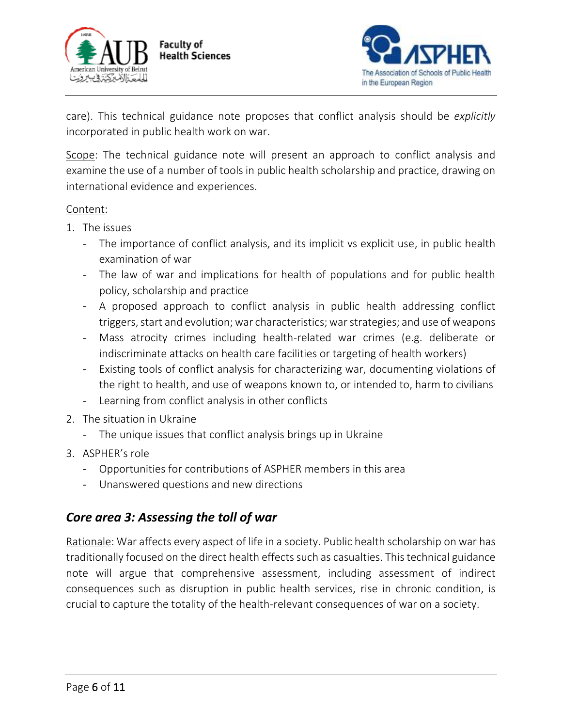care). This technical guidance note proposes that conflict analysis should be *explicitly* incorporated in public health work on war.

Scope: The technical guidance note will present an approach to conflict analysis and examine the use of a number of tools in public health scholarship and practice, drawing on international evidence and experiences.

Content:

1. The issues
   - The importance of conflict analysis, and its implicit vs explicit use, in public health examination of war
   - The law of war and implications for health of populations and for public health policy, scholarship and practice
   - A proposed approach to conflict analysis in public health addressing conflict triggers, start and evolution; war characteristics; war strategies; and use of weapons
   - Mass atrocity crimes including health-related war crimes (e.g. deliberate or indiscriminate attacks on health care facilities or targeting of health workers)
   - Existing tools of conflict analysis for characterizing war, documenting violations of the right to health, and use of weapons known to, or intended to, harm to civilians
   - Learning from conflict analysis in other conflicts
2. The situation in Ukraine
   - The unique issues that conflict analysis brings up in Ukraine
3. ASPHER's role
   - Opportunities for contributions of ASPHER members in this area
   - Unanswered questions and new directions

## *Core area 3: Assessing the toll of war*

Rationale: War affects every aspect of life in a society. Public health scholarship on war has traditionally focused on the direct health effects such as casualties. This technical guidance note will argue that comprehensive assessment, including assessment of indirect consequences such as disruption in public health services, rise in chronic condition, is crucial to capture the totality of the health-relevant consequences of war on a society.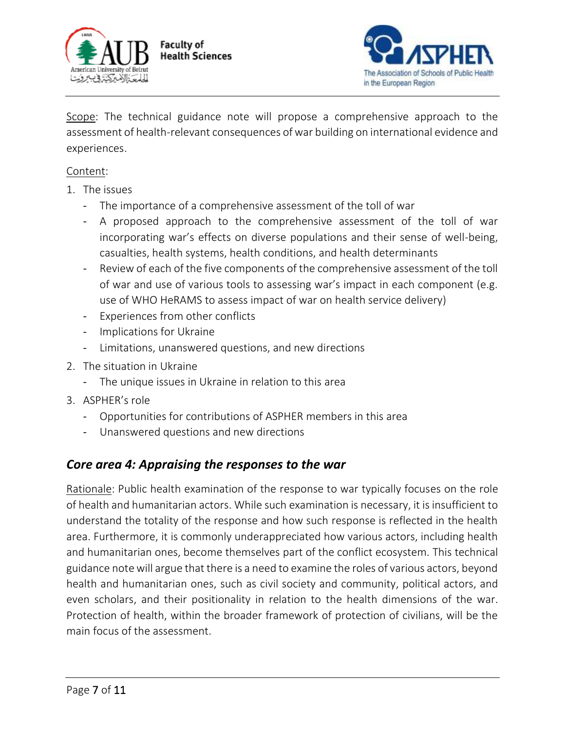Scope: The technical guidance note will propose a comprehensive approach to the assessment of health-relevant consequences of war building on international evidence and experiences.

Content:

1. The issues
   - The importance of a comprehensive assessment of the toll of war
   - A proposed approach to the comprehensive assessment of the toll of war incorporating war's effects on diverse populations and their sense of well-being, casualties, health systems, health conditions, and health determinants
   - Review of each of the five components of the comprehensive assessment of the toll of war and use of various tools to assessing war's impact in each component (e.g. use of WHO HeRAMS to assess impact of war on health service delivery)
   - Experiences from other conflicts
   - Implications for Ukraine
   - Limitations, unanswered questions, and new directions
2. The situation in Ukraine
   - The unique issues in Ukraine in relation to this area
3. ASPHER's role
   - Opportunities for contributions of ASPHER members in this area
   - Unanswered questions and new directions

### *Core area 4: Appraising the responses to the war*

Rationale: Public health examination of the response to war typically focuses on the role of health and humanitarian actors. While such examination is necessary, it is insufficient to understand the totality of the response and how such response is reflected in the health area. Furthermore, it is commonly underappreciated how various actors, including health and humanitarian ones, become themselves part of the conflict ecosystem. This technical guidance note will argue that there is a need to examine the roles of various actors, beyond health and humanitarian ones, such as civil society and community, political actors, and even scholars, and their positionality in relation to the health dimensions of the war. Protection of health, within the broader framework of protection of civilians, will be the main focus of the assessment.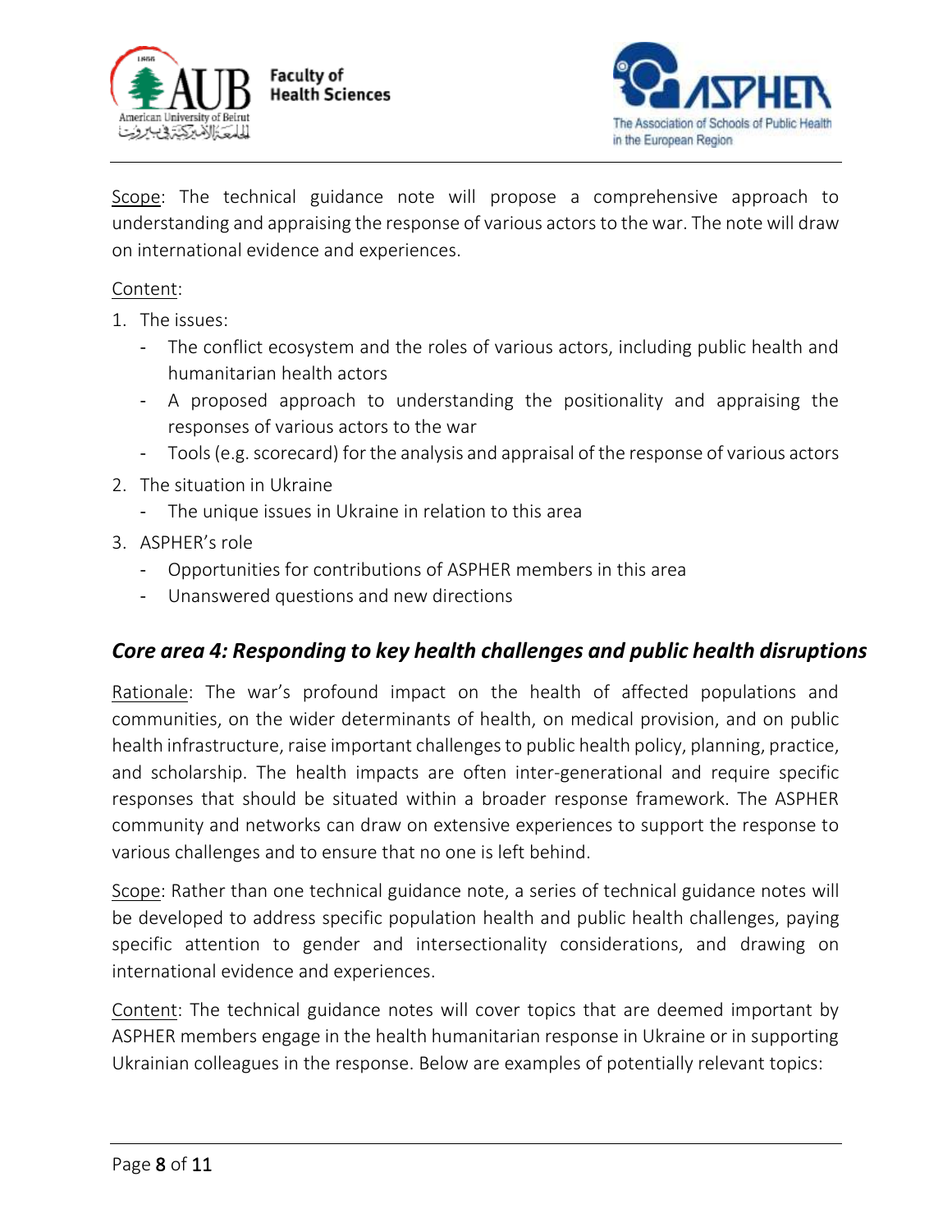Scope: The technical guidance note will propose a comprehensive approach to understanding and appraising the response of various actors to the war. The note will draw on international evidence and experiences.

Content:

1. The issues:
    - The conflict ecosystem and the roles of various actors, including public health and humanitarian health actors
    - A proposed approach to understanding the positionality and appraising the responses of various actors to the war
    - Tools (e.g. scorecard) for the analysis and appraisal of the response of various actors
2. The situation in Ukraine
    - The unique issues in Ukraine in relation to this area
3. ASPHER's role
    - Opportunities for contributions of ASPHER members in this area
    - Unanswered questions and new directions

### *Core area 4: Responding to key health challenges and public health disruptions*

Rationale: The war's profound impact on the health of affected populations and communities, on the wider determinants of health, on medical provision, and on public health infrastructure, raise important challenges to public health policy, planning, practice, and scholarship. The health impacts are often inter-generational and require specific responses that should be situated within a broader response framework. The ASPHER community and networks can draw on extensive experiences to support the response to various challenges and to ensure that no one is left behind.

Scope: Rather than one technical guidance note, a series of technical guidance notes will be developed to address specific population health and public health challenges, paying specific attention to gender and intersectionality considerations, and drawing on international evidence and experiences.

Content: The technical guidance notes will cover topics that are deemed important by ASPHER members engage in the health humanitarian response in Ukraine or in supporting Ukrainian colleagues in the response. Below are examples of potentially relevant topics: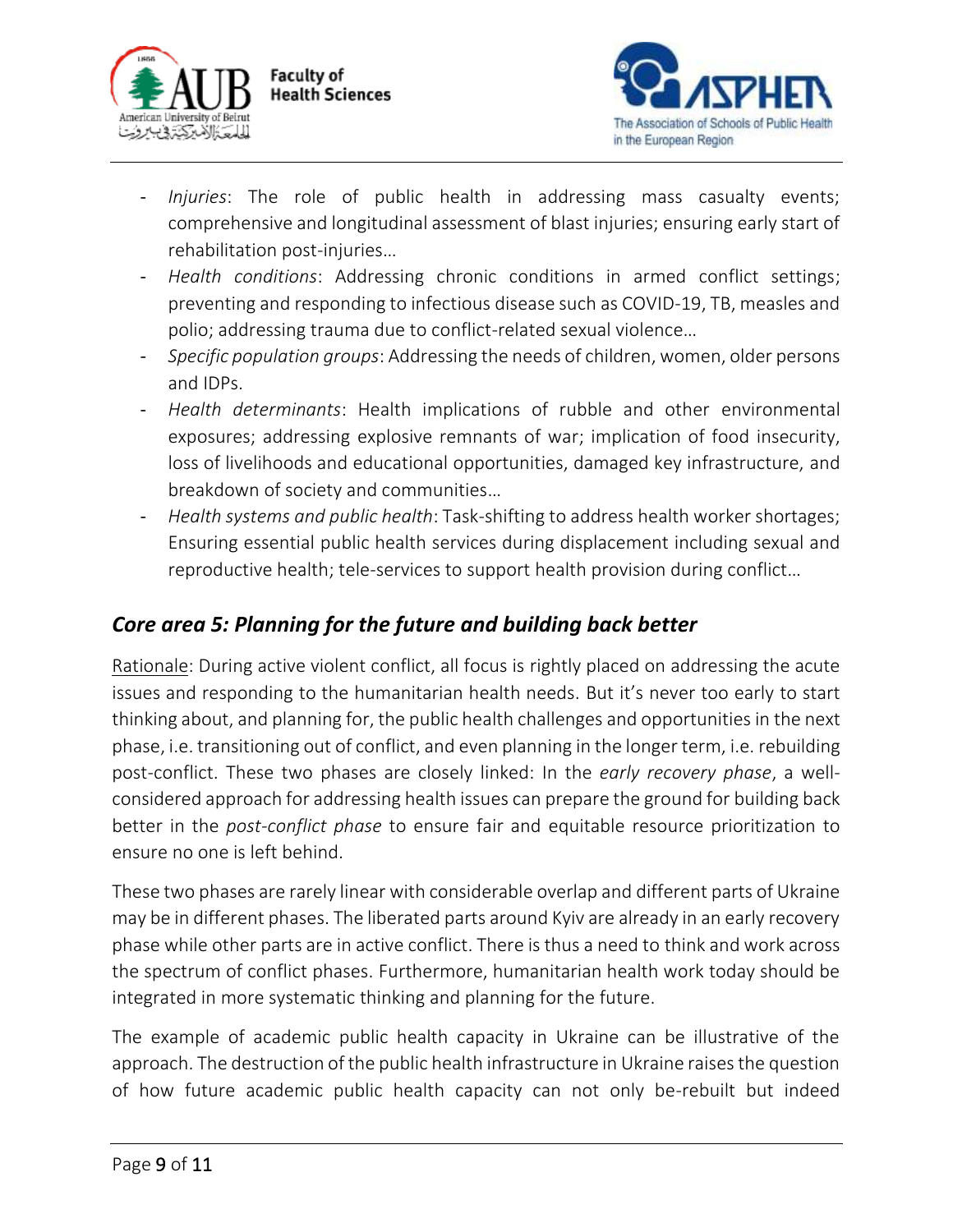- *Injuries*: The role of public health in addressing mass casualty events; comprehensive and longitudinal assessment of blast injuries; ensuring early start of rehabilitation post-injuries…
- *Health conditions*: Addressing chronic conditions in armed conflict settings; preventing and responding to infectious disease such as COVID-19, TB, measles and polio; addressing trauma due to conflict-related sexual violence…
- *Specific population groups*: Addressing the needs of children, women, older persons and IDPs.
- *Health determinants*: Health implications of rubble and other environmental exposures; addressing explosive remnants of war; implication of food insecurity, loss of livelihoods and educational opportunities, damaged key infrastructure, and breakdown of society and communities…
- *Health systems and public health*: Task-shifting to address health worker shortages; Ensuring essential public health services during displacement including sexual and reproductive health; tele-services to support health provision during conflict…

## *Core area 5: Planning for the future and building back better*

<u>Rationale</u>: During active violent conflict, all focus is rightly placed on addressing the acute issues and responding to the humanitarian health needs. But it's never too early to start thinking about, and planning for, the public health challenges and opportunities in the next phase, i.e. transitioning out of conflict, and even planning in the longer term, i.e. rebuilding post-conflict. These two phases are closely linked: In the *early recovery phase*, a well-considered approach for addressing health issues can prepare the ground for building back better in the *post-conflict phase* to ensure fair and equitable resource prioritization to ensure no one is left behind.

These two phases are rarely linear with considerable overlap and different parts of Ukraine may be in different phases. The liberated parts around Kyiv are already in an early recovery phase while other parts are in active conflict. There is thus a need to think and work across the spectrum of conflict phases. Furthermore, humanitarian health work today should be integrated in more systematic thinking and planning for the future.

The example of academic public health capacity in Ukraine can be illustrative of the approach. The destruction of the public health infrastructure in Ukraine raises the question of how future academic public health capacity can not only be-rebuilt but indeed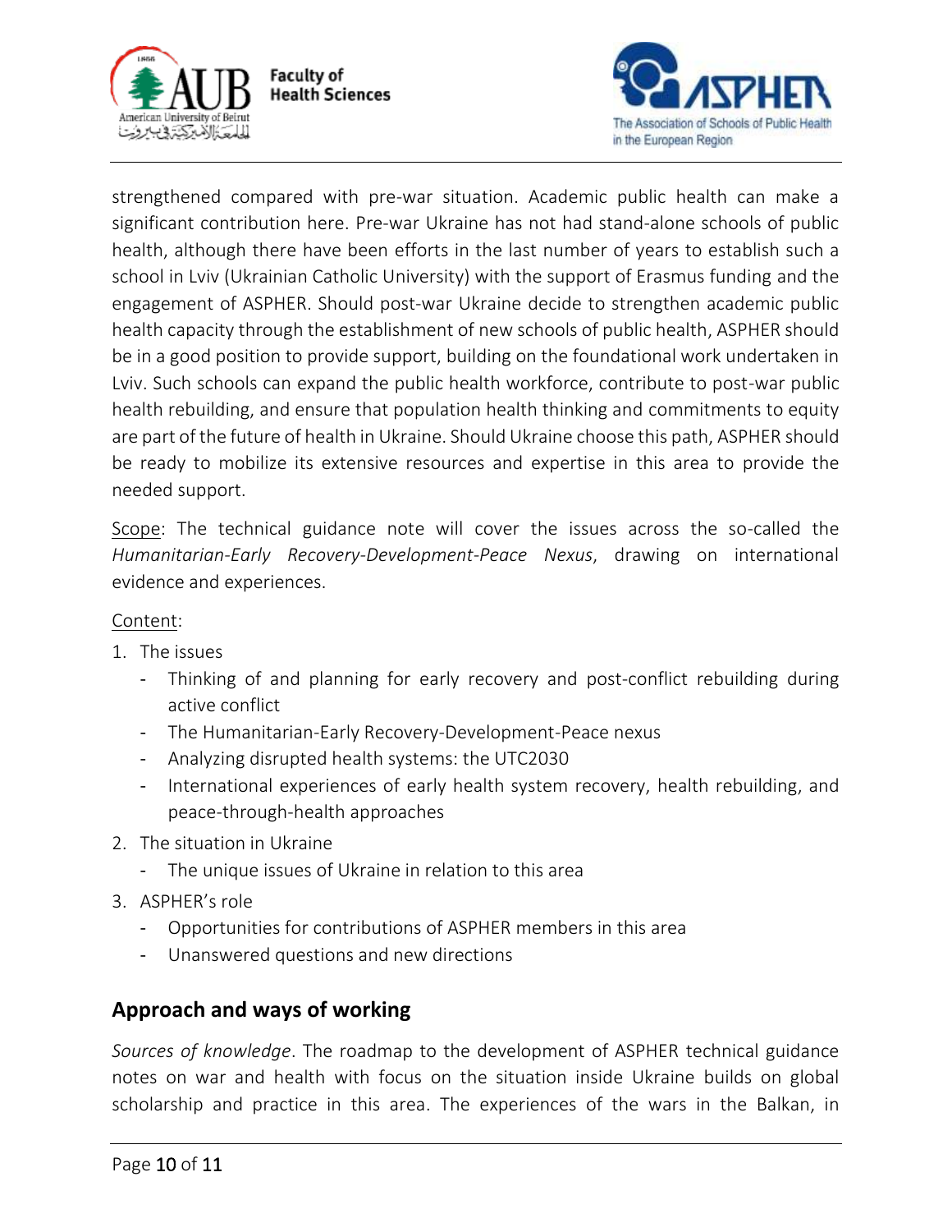strengthened compared with pre-war situation. Academic public health can make a significant contribution here. Pre-war Ukraine has not had stand-alone schools of public health, although there have been efforts in the last number of years to establish such a school in Lviv (Ukrainian Catholic University) with the support of Erasmus funding and the engagement of ASPHER. Should post-war Ukraine decide to strengthen academic public health capacity through the establishment of new schools of public health, ASPHER should be in a good position to provide support, building on the foundational work undertaken in Lviv. Such schools can expand the public health workforce, contribute to post-war public health rebuilding, and ensure that population health thinking and commitments to equity are part of the future of health in Ukraine. Should Ukraine choose this path, ASPHER should be ready to mobilize its extensive resources and expertise in this area to provide the needed support.

Scope: The technical guidance note will cover the issues across the so-called the *Humanitarian-Early Recovery-Development-Peace Nexus*, drawing on international evidence and experiences.

Content:

1. The issues
   - Thinking of and planning for early recovery and post-conflict rebuilding during active conflict
   - The Humanitarian-Early Recovery-Development-Peace nexus
   - Analyzing disrupted health systems: the UTC2030
   - International experiences of early health system recovery, health rebuilding, and peace-through-health approaches
2. The situation in Ukraine
   - The unique issues of Ukraine in relation to this area
3. ASPHER's role
   - Opportunities for contributions of ASPHER members in this area
   - Unanswered questions and new directions

## Approach and ways of working

*Sources of knowledge*. The roadmap to the development of ASPHER technical guidance notes on war and health with focus on the situation inside Ukraine builds on global scholarship and practice in this area. The experiences of the wars in the Balkan, in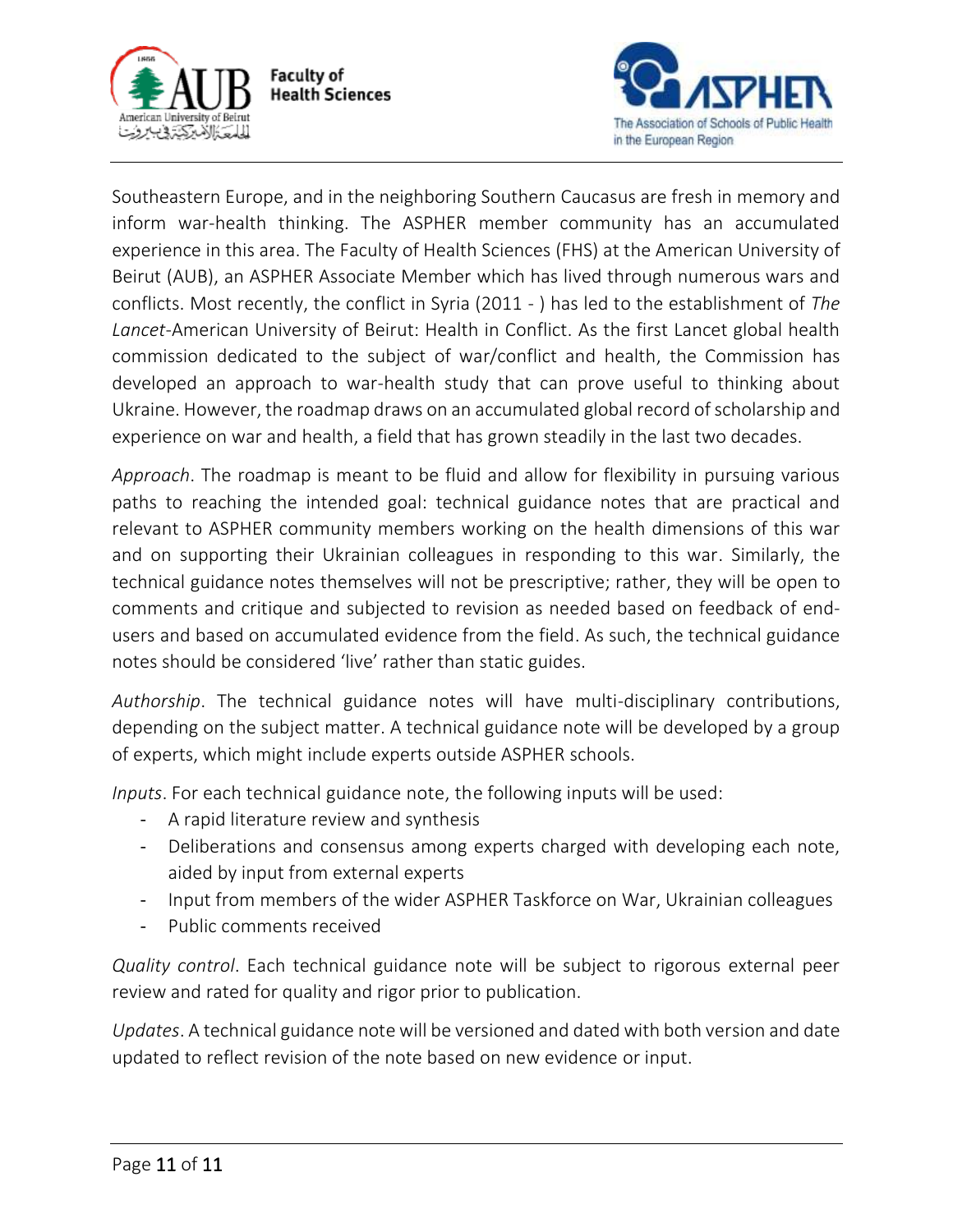Southeastern Europe, and in the neighboring Southern Caucasus are fresh in memory and inform war-health thinking. The ASPHER member community has an accumulated experience in this area. The Faculty of Health Sciences (FHS) at the American University of Beirut (AUB), an ASPHER Associate Member which has lived through numerous wars and conflicts. Most recently, the conflict in Syria (2011 - ) has led to the establishment of *The Lancet*-American University of Beirut: Health in Conflict. As the first Lancet global health commission dedicated to the subject of war/conflict and health, the Commission has developed an approach to war-health study that can prove useful to thinking about Ukraine. However, the roadmap draws on an accumulated global record of scholarship and experience on war and health, a field that has grown steadily in the last two decades.

*Approach*. The roadmap is meant to be fluid and allow for flexibility in pursuing various paths to reaching the intended goal: technical guidance notes that are practical and relevant to ASPHER community members working on the health dimensions of this war and on supporting their Ukrainian colleagues in responding to this war. Similarly, the technical guidance notes themselves will not be prescriptive; rather, they will be open to comments and critique and subjected to revision as needed based on feedback of end-users and based on accumulated evidence from the field. As such, the technical guidance notes should be considered 'live' rather than static guides.

*Authorship*. The technical guidance notes will have multi-disciplinary contributions, depending on the subject matter. A technical guidance note will be developed by a group of experts, which might include experts outside ASPHER schools.

*Inputs*. For each technical guidance note, the following inputs will be used:

- A rapid literature review and synthesis
- Deliberations and consensus among experts charged with developing each note, aided by input from external experts
- Input from members of the wider ASPHER Taskforce on War, Ukrainian colleagues
- Public comments received

*Quality control*. Each technical guidance note will be subject to rigorous external peer review and rated for quality and rigor prior to publication.

*Updates*. A technical guidance note will be versioned and dated with both version and date updated to reflect revision of the note based on new evidence or input.